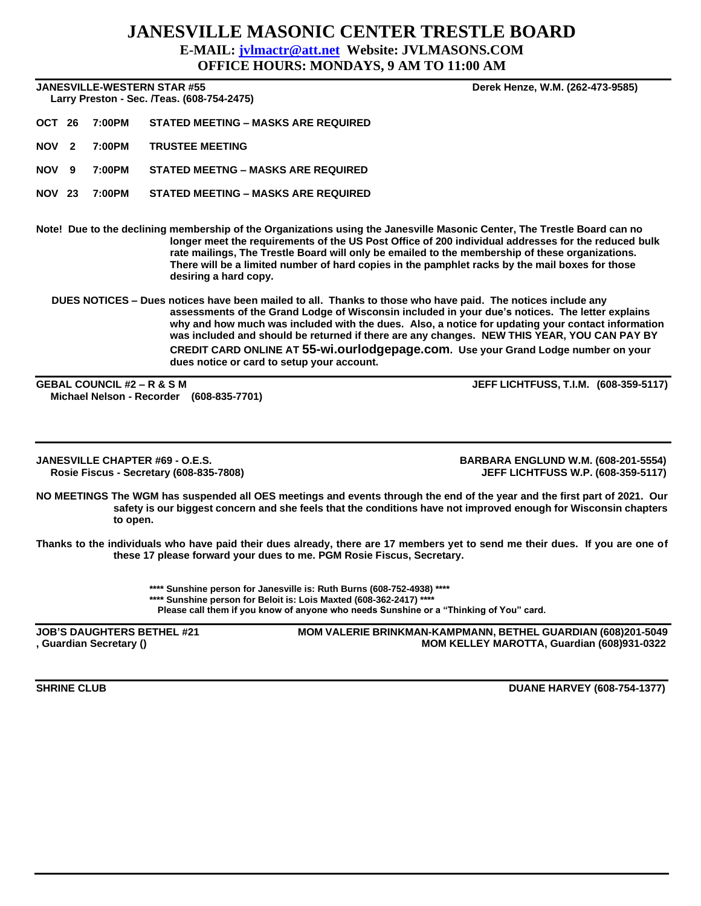# JANESVILLE MASONIC CENTER TRESTLE BOARD

**E-MAIL: jvlmactr@att.net Website: JVLMASONS.COM**

**OFFICE HOURS: MONDAYS, 9 AM TO 11:00 AM**

---

**JANESVILLE-WESTERN STAR #55** — **Derek Henze, W.M. (262-473-9585)**

**Larry Preston - Sec. /Teas. (608-754-2475)**

| | | |
|---|---|---|
| **OCT 26** | **7:00PM** | **STATED MEETING – MASKS ARE REQUIRED** |
| **NOV 2** | **7:00PM** | **TRUSTEE MEETING** |
| **NOV 9** | **7:00PM** | **STATED MEETNG – MASKS ARE REQUIRED** |
| **NOV 23** | **7:00PM** | **STATED MEETING – MASKS ARE REQUIRED** |

**Note! Due to the declining membership of the Organizations using the Janesville Masonic Center, The Trestle Board can no longer meet the requirements of the US Post Office of 200 individual addresses for the reduced bulk rate mailings, The Trestle Board will only be emailed to the membership of these organizations. There will be a limited number of hard copies in the pamphlet racks by the mail boxes for those desiring a hard copy.**

**DUES NOTICES – Dues notices have been mailed to all. Thanks to those who have paid. The notices include any assessments of the Grand Lodge of Wisconsin included in your due's notices. The letter explains why and how much was included with the dues. Also, a notice for updating your contact information was included and should be returned if there are any changes. NEW THIS YEAR, YOU CAN PAY BY CREDIT CARD ONLINE AT 55-wi.ourlodgepage.com. Use your Grand Lodge number on your dues notice or card to setup your account.**

---

**GEBAL COUNCIL #2 – R & S M** — **JEFF LICHTFUSS, T.I.M. (608-359-5117)**

**Michael Nelson - Recorder (608-835-7701)**

---

**JANESVILLE CHAPTER #69 - O.E.S.** — **BARBARA ENGLUND W.M. (608-201-5554)**

**Rosie Fiscus - Secretary (608-835-7808)** — **JEFF LICHTFUSS W.P. (608-359-5117)**

**NO MEETINGS The WGM has suspended all OES meetings and events through the end of the year and the first part of 2021. Our safety is our biggest concern and she feels that the conditions have not improved enough for Wisconsin chapters to open.**

**Thanks to the individuals who have paid their dues already, there are 17 members yet to send me their dues. If you are one of these 17 please forward your dues to me. PGM Rosie Fiscus, Secretary.**

**\*\*\*\* Sunshine person for Janesville is: Ruth Burns (608-752-4938) \*\*\*\***

**\*\*\*\* Sunshine person for Beloit is: Lois Maxted (608-362-2417) \*\*\*\***

**Please call them if you know of anyone who needs Sunshine or a "Thinking of You" card.**

---

**JOB'S DAUGHTERS BETHEL #21** — **MOM VALERIE BRINKMAN-KAMPMANN, BETHEL GUARDIAN (608)201-5049**

**, Guardian Secretary ()** — **MOM KELLEY MAROTTA, Guardian (608)931-0322**

---

**SHRINE CLUB** — **DUANE HARVEY (608-754-1377)**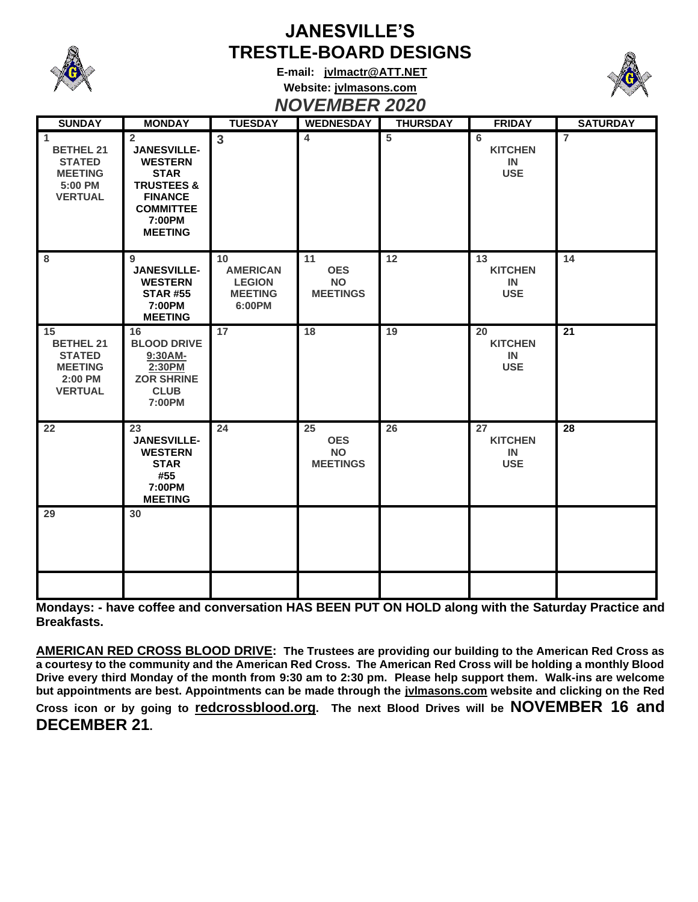# JANESVILLE'S TRESTLE-BOARD DESIGNS

**E-mail: jvlmactr@ATT.NET**

**Website: jvlmasons.com**

## *NOVEMBER 2020*

| SUNDAY | MONDAY | TUESDAY | WEDNESDAY | THURSDAY | FRIDAY | SATURDAY |
|---|---|---|---|---|---|---|
| 1 BETHEL 21 STATED MEETING 5:00 PM VERTUAL | 2 JANESVILLE-WESTERN STAR TRUSTEES & FINANCE COMMITTEE 7:00PM MEETING | 3 | 4 | 5 | 6 KITCHEN IN USE | 7 |
| 8 | 9 JANESVILLE-WESTERN STAR #55 7:00PM MEETING | 10 AMERICAN LEGION MEETING 6:00PM | 11 OES NO MEETINGS | 12 | 13 KITCHEN IN USE | 14 |
| 15 BETHEL 21 STATED MEETING 2:00 PM VERTUAL | 16 BLOOD DRIVE 9:30AM-2:30PM ZOR SHRINE CLUB 7:00PM | 17 | 18 | 19 | 20 KITCHEN IN USE | 21 |
| 22 | 23 JANESVILLE-WESTERN STAR #55 7:00PM MEETING | 24 | 25 OES NO MEETINGS | 26 | 27 KITCHEN IN USE | 28 |
| 29 | 30 | | | | | |
| | | | | | | |

**Mondays: - have coffee and conversation HAS BEEN PUT ON HOLD along with the Saturday Practice and Breakfasts.**

**AMERICAN RED CROSS BLOOD DRIVE: The Trustees are providing our building to the American Red Cross as a courtesy to the community and the American Red Cross. The American Red Cross will be holding a monthly Blood Drive every third Monday of the month from 9:30 am to 2:30 pm. Please help support them. Walk-ins are welcome but appointments are best. Appointments can be made through the jvlmasons.com website and clicking on the Red Cross icon or by going to redcrossblood.org. The next Blood Drives will be NOVEMBER 16 and DECEMBER 21.**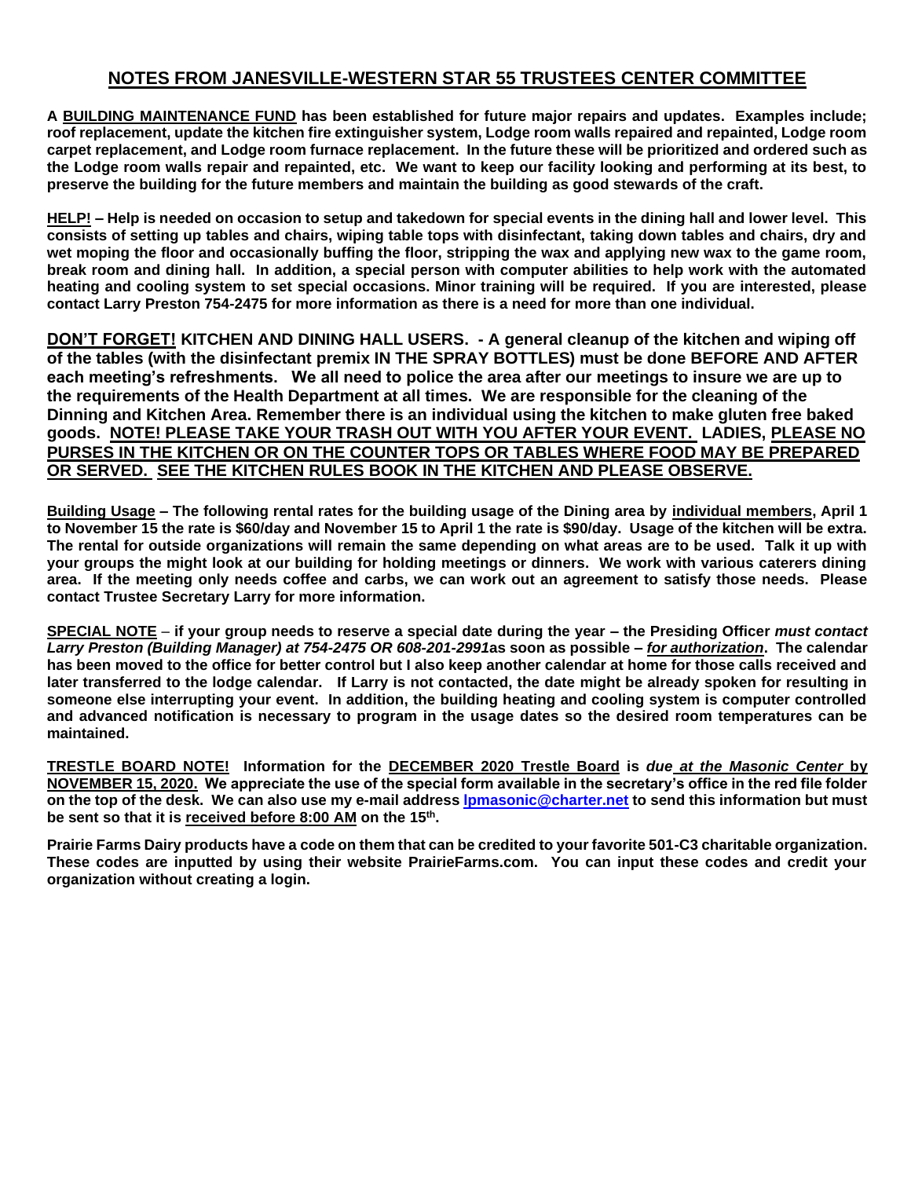## NOTES FROM JANESVILLE-WESTERN STAR 55 TRUSTEES CENTER COMMITTEE

**A BUILDING MAINTENANCE FUND has been established for future major repairs and updates. Examples include; roof replacement, update the kitchen fire extinguisher system, Lodge room walls repaired and repainted, Lodge room carpet replacement, and Lodge room furnace replacement. In the future these will be prioritized and ordered such as the Lodge room walls repair and repainted, etc. We want to keep our facility looking and performing at its best, to preserve the building for the future members and maintain the building as good stewards of the craft.**

**HELP! – Help is needed on occasion to setup and takedown for special events in the dining hall and lower level. This consists of setting up tables and chairs, wiping table tops with disinfectant, taking down tables and chairs, dry and wet moping the floor and occasionally buffing the floor, stripping the wax and applying new wax to the game room, break room and dining hall. In addition, a special person with computer abilities to help work with the automated heating and cooling system to set special occasions. Minor training will be required. If you are interested, please contact Larry Preston 754-2475 for more information as there is a need for more than one individual.**

**DON'T FORGET! KITCHEN AND DINING HALL USERS. - A general cleanup of the kitchen and wiping off of the tables (with the disinfectant premix IN THE SPRAY BOTTLES) must be done BEFORE AND AFTER each meeting's refreshments. We all need to police the area after our meetings to insure we are up to the requirements of the Health Department at all times. We are responsible for the cleaning of the Dinning and Kitchen Area. Remember there is an individual using the kitchen to make gluten free baked goods. NOTE! PLEASE TAKE YOUR TRASH OUT WITH YOU AFTER YOUR EVENT. LADIES, PLEASE NO PURSES IN THE KITCHEN OR ON THE COUNTER TOPS OR TABLES WHERE FOOD MAY BE PREPARED OR SERVED. SEE THE KITCHEN RULES BOOK IN THE KITCHEN AND PLEASE OBSERVE.**

**Building Usage – The following rental rates for the building usage of the Dining area by individual members, April 1 to November 15 the rate is $60/day and November 15 to April 1 the rate is $90/day. Usage of the kitchen will be extra. The rental for outside organizations will remain the same depending on what areas are to be used. Talk it up with your groups the might look at our building for holding meetings or dinners. We work with various caterers dining area. If the meeting only needs coffee and carbs, we can work out an agreement to satisfy those needs. Please contact Trustee Secretary Larry for more information.**

**SPECIAL NOTE – if your group needs to reserve a special date during the year – the Presiding Officer *must contact Larry Preston (Building Manager) at 754-2475 OR 608-201-2991*as soon as possible – *for authorization*. The calendar has been moved to the office for better control but I also keep another calendar at home for those calls received and later transferred to the lodge calendar. If Larry is not contacted, the date might be already spoken for resulting in someone else interrupting your event. In addition, the building heating and cooling system is computer controlled and advanced notification is necessary to program in the usage dates so the desired room temperatures can be maintained.**

**TRESTLE BOARD NOTE! Information for the DECEMBER 2020 Trestle Board is *due at the Masonic Center* by NOVEMBER 15, 2020. We appreciate the use of the special form available in the secretary's office in the red file folder on the top of the desk. We can also use my e-mail address lpmasonic@charter.net to send this information but must be sent so that it is received before 8:00 AM on the 15th.**

**Prairie Farms Dairy products have a code on them that can be credited to your favorite 501-C3 charitable organization. These codes are inputted by using their website PrairieFarms.com. You can input these codes and credit your organization without creating a login.**